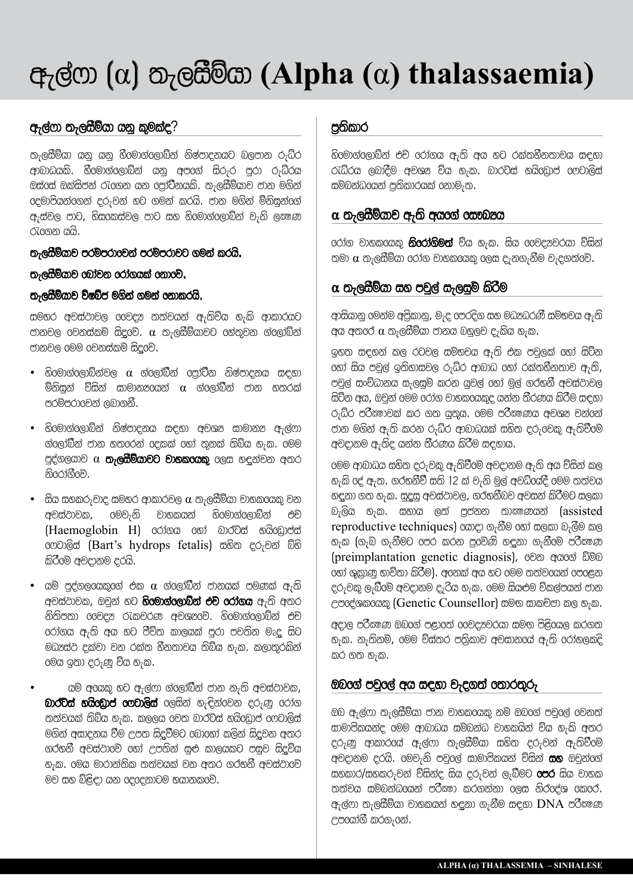# ඇල්ෆා (α) තැලසීමියා (Alpha (α) thalassaemia)

## ඇල්ෆා තැලසීමියා යනු කුමක්ද?

තැලසීමියා යනු යනු හීමොග්ලොබින් නිෂ්පාදනයට බලපාන රුධිර ආබාධයකි. හීමොග්ලොබින් යනු අපගේ සිරුර පුරා රුධිරය ඔස්සේ ඔක්සිජන් රැගෙන යන ප්‍රෝටීනයකි. තැලසීමියාව ජාන මගින් දෙමාපියන්ගෙන් දරුවන් හට ගමන් කරයි. ජාන මගින් මිනිසුන්ගේ ඇස්වල පාට, හිසකෙස්වල පාට සහ හිමොග්ලොබින් වැනි ලක්ෂණ රැගෙන යයි.

**තැලසීමියාව පරම්පරාවෙන් පරම්පරාවට ගමන් කරයි.**

**තැලසීමියාව බෝවන රෝගයක් නොවේ.**

**තැලසීමියාව විෂබීජ මගින් ගමන් නොකරයි.**

සමහර අවස්ථාවල වෛද්‍ය තත්වයන් ඇතිවිය හැකි ආකාරයට ජානවල වෙනස්කම් සිදුවේ. α තැලසීමියාවට හේතුවන ග්ලෝබින් ජානවල මෙම වෙනස්කම් සිදුවේ.

- හිමොග්ලොබින්වල α ග්ලෝබින් ප්‍රෝටීන නිෂ්පාදනය සඳහා මිනිසුන් විසින් සාමාන්‍යයෙන් α ග්ලෝබින් ජාන හතරක් පරම්පරාවෙන් ලබාගනී.
- හිමොග්ලොබින් නිෂ්පාදනය සඳහා අවශ්‍ය සාමාන්‍ය ඇල්ෆා ග්ලෝබින් ජාන හතරෙන් දෙකක් හෝ තුනක් තිබිය හැක. මෙම පුද්ගලයාව α **තැලසීමියාවට වාහකයෙකු** ලෙස හඳුන්වන අතර නිරෝගීවේ.
- සිය සහකරුවාද සමහර ආකාරවල α තැලසීමියා වාහකයෙකු වන අවස්ථාවක, මෙවැනි වාහකයන් හිමොග්ලොබින් එච් (Haemoglobin H) රෝගය හෝ බාර්ට්ස් හයිඩ්‍රොප්ස් ෆෙටාලිස් (Bart's hydrops fetalis) සහිත දරුවන් බිහි කිරීමේ අවදානම දරයි.
- යම් පුද්ගලයෙකුගේ එක α ග්ලෝබින් ජානයක් පමණක් ඇති අවස්ථාවක, ඔවුන් හට **හිමොග්ලොබින් එච් රෝගය** ඇති අතර නිතිපතා වෛද්‍ය රැකවරණ අවශ්‍යවේ. හිමොග්ලොබින් එච් රෝගය ඇති අය හට ජීවිත කාලයක් පුරා පවතින මෘදු සිට මධ්‍යස්ථ දක්වා වන රක්ත හීනතාවය තිබිය හැක. කලාතුරකින් මෙය ඉතා දරුණු විය හැක.
- යම් අයෙකු හට ඇල්ෆා ග්ලෝබින් ජාන නැති අවස්ථාවක, **බාර්ට්ස් හයිඩ්‍රොප් ෆෙටාලිස්** ලෙසින් හැඳින්වෙන දරුණු රෝග තත්වයක් තිබිය හැක. කලලය වෙත බාර්ට්ස් හයිඩ්‍රොප් ෆෙටාලිස් මගින් අසාදනය වීම උපත සිදුවීමට බොහෝ කලින් සිදුවන අතර ගර්භනී අවස්ථාවේ හෝ උපතින් සුළු කාලයකට පසුව සිදුවිය හැක. මෙය මාරාන්තික තත්වයක් වන අතර ගර්භනී අවස්ථාවේ මව සහ බිළිඳා යන දෙදෙනාටම භයානකවේ.

## ප්‍රතිකාර

හිමොග්ලොබින් එච් රෝගය ඇති අය හට රක්තහීනතාවය සඳහා රුධිරය ලබාදීම අවශ්‍ය විය හැක. බාර්ට්ස් හයිඩ්‍රොප් ෆෙටාලිස් සම්බන්ධයෙන් ප්‍රතිකාරයක් නොමැත.

## α තැලසීමියාව ඇති අයගේ සෞඛ්‍යය

රෝග වාහකයෙකු **නිරෝගිමත්** විය හැක. සිය වෛද්‍යවරයා විසින් තමා α තැලසීමියා රෝග වාහකයෙකු ලෙස දැනගැනීම වැදගත්වේ.

## α තැලසීමියා සහ පවුල් සැලසුම් කිරීම

ආසියානු මෙන්ම අප්‍රිකානු, මැද පෙරදිග සහ මධ්‍යධරණී සම්භවය ඇති අය අතරේ α තැලසීමියා ජානය බහුලව දැකිය හැක.

ඉහත සඳහන් කල රටවල සම්භවය ඇති එක පවුලක් හෝ සිටින හෝ සිය පවුල් ඉතිහාසවල රුධිර ආබාධ හෝ රක්තහීනතාව ඇති, පවුල් සංවිධානය සැලසුම් කරන යුවල් හෝ මුල් ගර්භනී අවස්ථාවල සිටින අය, ඔවුන් මෙම රෝග වාහකයෙකුද යන්න තීරණය කිරීම සඳහා රුධිර පරීක්ෂාවක් කර ගත යුතුය. මෙම පරීක්ෂණය අවශ්‍ය වන්නේ ජාන මගින් ඇති කරන රුධිර ආබාධයක් සහිත දරුවෙකු ඇතිවීමේ අවදානම ඇතිද යන්න තීරණය කිරීම සඳහාය.

මෙම ආබාධය සහිත දරුවකු ඇතිවීමේ අවදානම ඇති අය විසින් කල හැකි දේ ඇත. ගර්භනීව් සති 12 ක් වැනි මුල් අවධියේදී මෙම තත්වය හඳුනා ගත හැක. සුදුසු අවස්ථාවල, ගර්භනීබව අවසන් කිරීමට සලකා බැලිය හැක. සහාය ලත් ප්‍රජනන තාක්ෂණයන් (assisted reproductive techniques) යොදා ගැනීම හෝ සලකා බැලීම කල හැක (ගැබ් ගැනීමට පෙර කරන ප්‍රවේණි හඳුනා ගැනීමේ පරීක්ෂා (preimplantation genetic diagnosis), වෙන අයගේ ඩිම්බ හෝ ශුක්‍රාණු භාවිතා කිරීම). අනෙක් අය හට මෙම තත්වයෙන් පෙළෙන දරුවකු ලැබීමේ අවදානම දැරිය හැක. මෙම සියළුම විකල්පයන් ජාන උපදේශකයෙකු (Genetic Counsellor) සමඟ සාකච්ඡා කල හැක.

අදාල පරීක්ෂා ඔබගේ පළාතේ වෛද්‍යවරයා සමඟ පිළියෙල කරගත හැක. නැතිනම්, මෙම විස්තර පත්‍රිකාව අවසානයේ ඇති රෝහලකදි කර ගත හැක.

## ඔබගේ පවුලේ අය සඳහා වැදගත් තොරතුරු

ඔබ ඇල්ෆා තැලසීමියා ජාන වාහකයෙකු නම් ඔබගේ පවුලේ වෙනත් සාමාජිකයන්ද මෙම ආබාධය සම්බන්ධ වාහකයින් විය හැකි අතර දරුණු ආකාරයේ ඇල්ෆා තැලසීමියා සහිත දරුවන් ඇතිවීමේ අවදානම දරයි. මෙවැනි පවුලේ සාමාජිකයන් විසින් **සහ** ඔවුන්ගේ සහකාර/සහකරුවන් විසින්ද සිය දරුවන් ලැබීමට **පෙර** සිය වාහක තත්වය සම්බන්ධයෙන් පරීක්ෂා කරගන්නා ලෙස නිර්දේශ කෙරේ. ඇල්ෆා තැලසීමියා වාහකයන් හඳුනා ගැනීම සඳහා DNA පරීක්ෂා උපයෝගී කරගැනේ.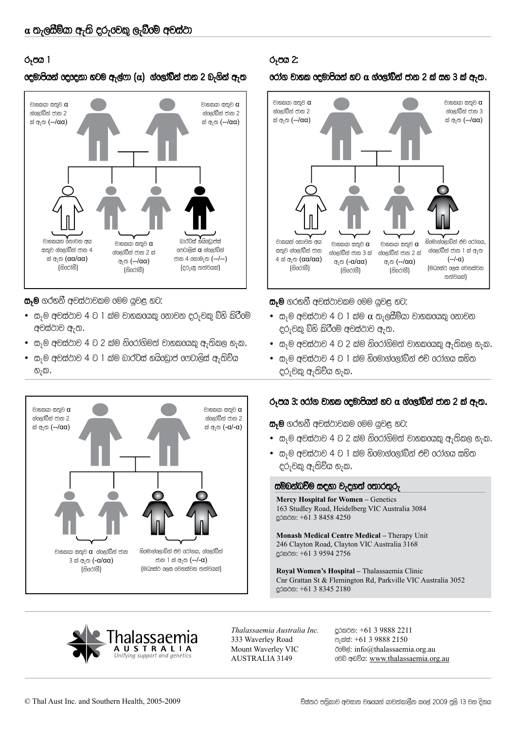# α තැලසීමියා ඇති දරුවෙකු ලැබීමේ අවස්ථා

## රූපය 1

### දෙමාපියන් දෙදෙනා හටම ඇල්ෆා (α) ග්ලොබින් ජාන 2 බැගින් ඇත

වාහකයා සතුව α ග්ලොබින් ජාන 2 ක් ඇත (--/αα)

වාහකයා සතුව α ග්ලොබින් ජාන 2 ක් ඇත (--/αα)

වාහකයෙකු නොවන අය සතුව ග්ලොබින් ජාන 4 ක් ඇත (αα/αα) (නිරෝගී)

වාහකයා සතුව α ග්ලොබින් ජාන 2 ක් ඇත (--/αα) (නිරෝගී)

බාර්ට්ස් හයිඩ්‍රොප්ස් ෆෙටාලිස් α ග්ලොබින් ජාන 4 නොමැත (--/--) (දරුණු තත්වයක්)

**සෑම** ගරභනී අවස්ථාවකම මෙම යුවළ හට:

- සෑම අවස්ථාව 4 ට 1 ක්ම වාහකයෙකු නොවන දරුවකු බිහි කිරීමේ අවස්ථාව ඇත.
- සෑම අවස්ථාව 4 ට 2 ක්ම නිරෝගීමත් වාහකයෙකු ඇතිකල හැක.
- සෑම අවස්ථාව 4 ට 1 ක්ම බාර්ට්ස් හයිඩ්‍රොප් ෆෙටාලිස් ඇතිවිය හැක.

## රූපය 2:

### රෝග වාහක දෙමාපියන් හට α ග්ලොබින් ජාන 2 ක් සහ 3 ක් ඇත.

වාහකයා සතුව α ග්ලොබින් ජාන 2 ක් ඇත (--/αα)

වාහකයා සතුව α ග්ලොබින් ජාන 3 ක් ඇත (--/αα)

වාහකයෙක් නොවන අය සතුව ග්ලොබින් ජාන 4 ක් ඇත (αα/αα) (නිරෝගී)

වාහකයා සතුව α ග්ලොබින් ජාන 3 ක් ඇත (-α/αα) (නිරෝගී)

වාහකයා සතුව α ග්ලොබින් ජාන 2 ක් ඇත (--/αα) (නිරෝගී)

හිමොග්ලොබින් එච් රෝගය, ග්ලොබින් ජාන 1 ක් ඇත (--/-α) (මධ්‍යස්ථ ලෙස වෙනස්වන තත්වයක්)

**සෑම** ගරභනී අවස්ථාවකම මෙම යුවළ හට:

- සෑම අවස්ථාව 4 ට 1 ක්ම α තැලසීමියා වාහකයෙකු නොවන දරුවකු බිහි කිරීමේ අවස්ථාව ඇත.
- සෑම අවස්ථාව 4 ට 2 ක්ම නිරෝගීමත් වාහකයෙකු ඇතිකල හැක.
- සෑම අවස්ථාව 4 ට 1 ක්ම හිමොග්ලොබින් එච් රෝගය සහිත දරුවකු ඇතිවිය හැක.

## රූපය 3: රෝග වාහක දෙමාපියන් හට α ග්ලොබින් ජාන 2 ක් ඇත.

වාහකයා සතුව α ග්ලොබින් ජාන 2 ක් ඇත (--/αα)

වාහකයා සතුව α ග්ලොබින් ජාන 2 ක් ඇත (-α/-α)

වාහකයා සතුව α ග්ලොබින් ජාන 3 ක් ඇත (-α/αα) (නිරෝගී)

හිමොග්ලොබින් එච් රෝගය, ග්ලොබින් ජාන 1 ක් ඇත (--/-α) (මධ්‍යස්ථ ලෙස වෙනස්වන තත්වයක්)

**සෑම** ගරභනී අවස්ථාවකම මෙම යුවළ හට:

- සෑම අවස්ථාව 4 ට 2 ක්ම නිරෝගීමත් වාහකයෙකු ඇතිකල හැක.
- සෑම අවස්ථාව 4 ට 1 ක්ම හිමොග්ලොබින් එච් රෝගය සහිත දරුවකු ඇතිවිය හැක.

### සම්බන්ධවීම සඳහා වැදගත් තොරතුරු

**Mercy Hospital for Women** – Genetics
163 Studley Road, Heidelberg VIC Australia 3084
දුරකථන: +61 3 8458 4250

**Monash Medical Centre Medical** – Therapy Unit
246 Clayton Road, Clayton VIC Australia 3168
දුරකථන: +61 3 9594 2756

**Royal Women's Hospital** – Thalassaemia Clinic
Cnr Grattan St & Flemington Rd, Parkville VIC Australia 3052
දුරකථන: +61 3 8345 2180

Thalassaemia AUSTRALIA
*Unifying support and genetics*

*Thalassaemia Australia Inc.*
333 Waverley Road
Mount Waverley VIC
AUSTRALIA 3149

දුරකථන: +61 3 9888 2211
ෆැක්ස්: +61 3 9888 2150
ඊමේල්: info@thalassaemia.org.au
වෙබ් අඩවිය: www.thalassaemia.org.au

© Thal Aust Inc. and Southern Health, 2005-2009

විස්තර පත්‍රිකාව අවසාන වශයෙන් යාවත්කාලීන කලේ 2009 ජූලි 13 වන දිනය